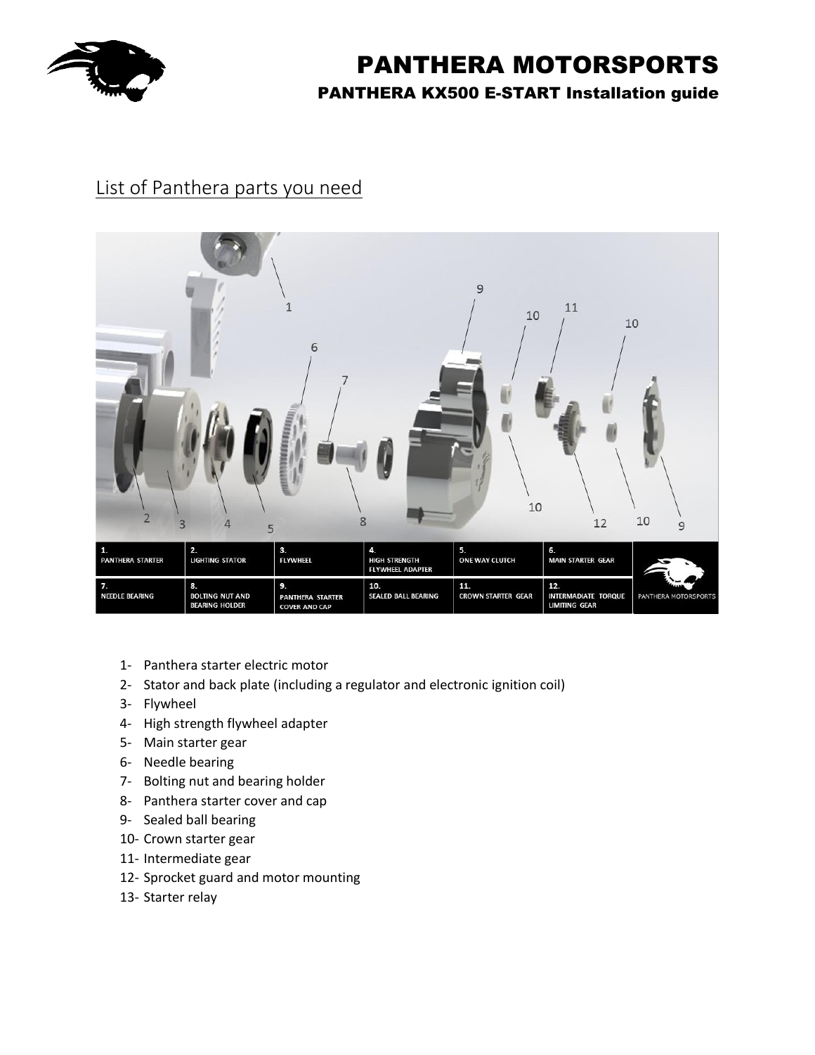# PANTHERA MOTORSPORTS

## PANTHERA KX500 E-START Installation guide

## List of Panthera parts you need

| 1. PANTHERA STARTER | 2. LIGHTING STATOR | 3. FLYWHEEL | 4. HIGH STRENGTH FLYWHEEL ADAPTER | 5. ONE WAY CLUTCH | 6. MAIN STARTER GEAR |
|---|---|---|---|---|---|
| 7. NEEDLE BEARING | 8. BOLTING NUT AND BEARING HOLDER | 9. PANTHERA STARTER COVER AND CAP | 10. SEALED BALL BEARING | 11. CROWN STARTER GEAR | 12. INTERMADIATE TORQUE LIMITING GEAR |

1- Panthera starter electric motor
2- Stator and back plate (including a regulator and electronic ignition coil)
3- Flywheel
4- High strength flywheel adapter
5- Main starter gear
6- Needle bearing
7- Bolting nut and bearing holder
8- Panthera starter cover and cap
9- Sealed ball bearing
10- Crown starter gear
11- Intermediate gear
12- Sprocket guard and motor mounting
13- Starter relay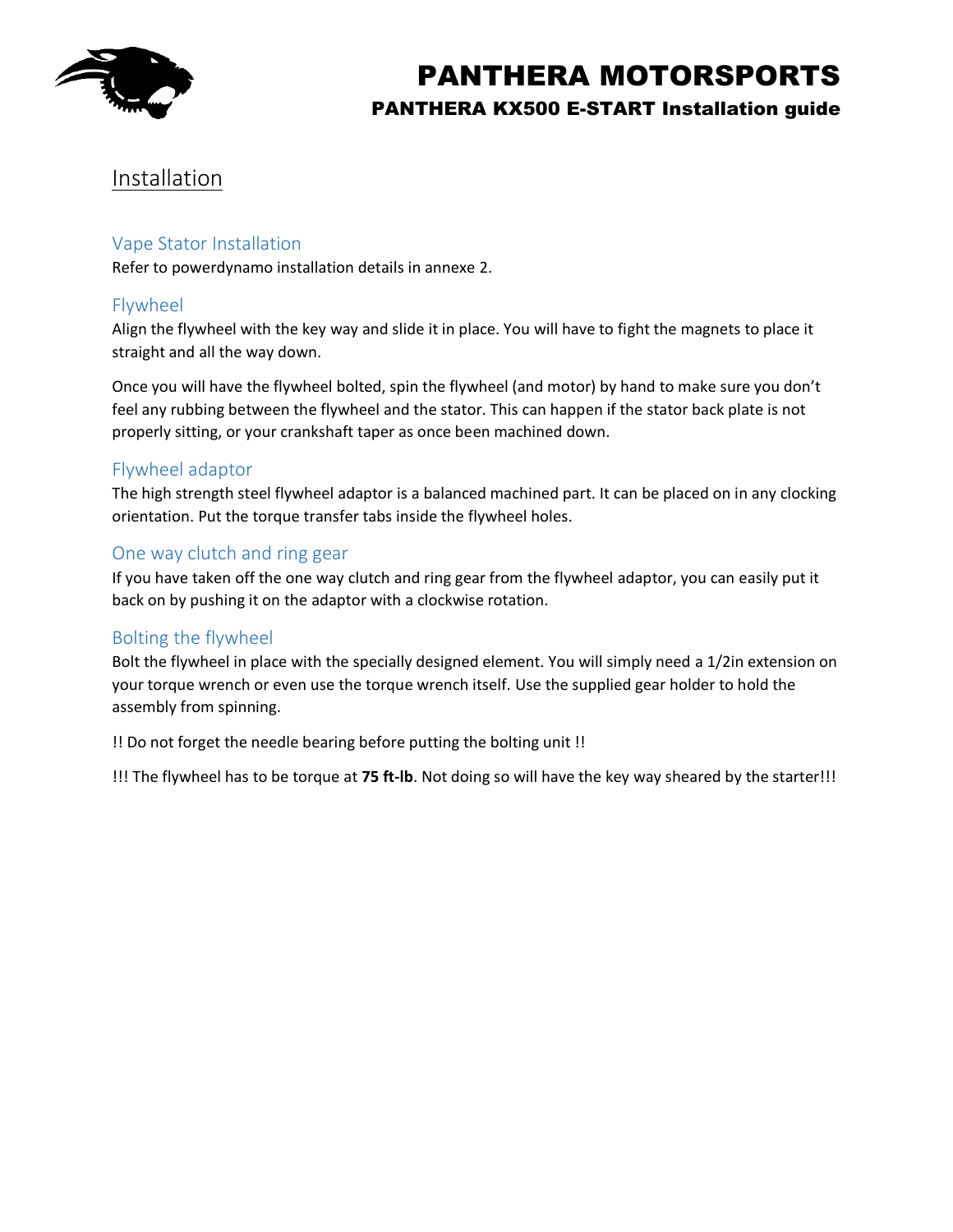# Installation

## Vape Stator Installation

Refer to powerdynamo installation details in annexe 2.

## Flywheel

Align the flywheel with the key way and slide it in place. You will have to fight the magnets to place it straight and all the way down.

Once you will have the flywheel bolted, spin the flywheel (and motor) by hand to make sure you don't feel any rubbing between the flywheel and the stator. This can happen if the stator back plate is not properly sitting, or your crankshaft taper as once been machined down.

## Flywheel adaptor

The high strength steel flywheel adaptor is a balanced machined part. It can be placed on in any clocking orientation. Put the torque transfer tabs inside the flywheel holes.

## One way clutch and ring gear

If you have taken off the one way clutch and ring gear from the flywheel adaptor, you can easily put it back on by pushing it on the adaptor with a clockwise rotation.

## Bolting the flywheel

Bolt the flywheel in place with the specially designed element. You will simply need a 1/2in extension on your torque wrench or even use the torque wrench itself. Use the supplied gear holder to hold the assembly from spinning.

!! Do not forget the needle bearing before putting the bolting unit !!

!!! The flywheel has to be torque at **75 ft-lb**. Not doing so will have the key way sheared by the starter!!!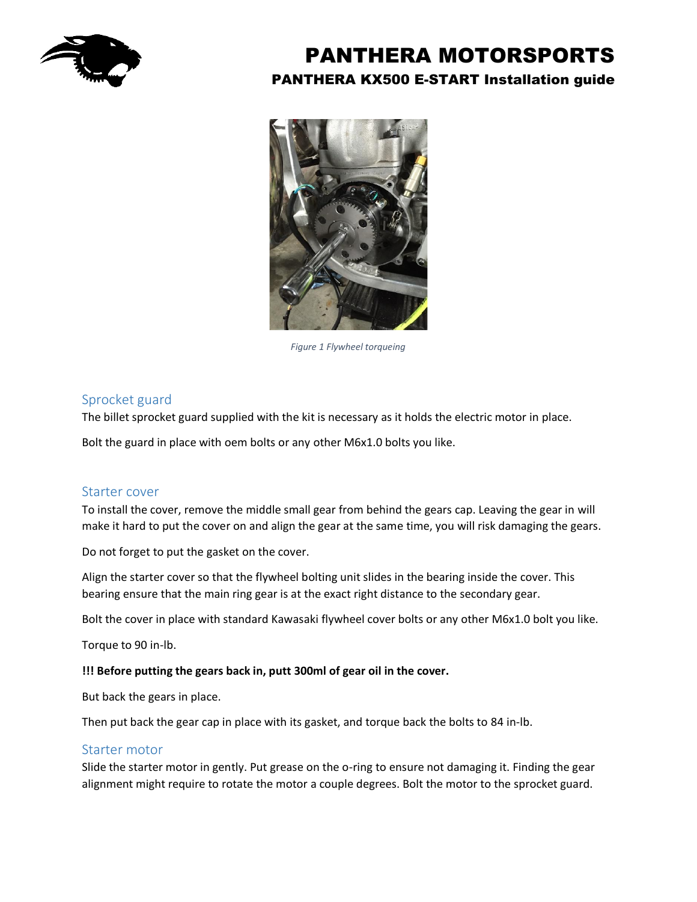*Figure 1 Flywheel torqueing*

## Sprocket guard

The billet sprocket guard supplied with the kit is necessary as it holds the electric motor in place.

Bolt the guard in place with oem bolts or any other M6x1.0 bolts you like.

## Starter cover

To install the cover, remove the middle small gear from behind the gears cap. Leaving the gear in will make it hard to put the cover on and align the gear at the same time, you will risk damaging the gears.

Do not forget to put the gasket on the cover.

Align the starter cover so that the flywheel bolting unit slides in the bearing inside the cover. This bearing ensure that the main ring gear is at the exact right distance to the secondary gear.

Bolt the cover in place with standard Kawasaki flywheel cover bolts or any other M6x1.0 bolt you like.

Torque to 90 in-lb.

**!!! Before putting the gears back in, putt 300ml of gear oil in the cover.**

But back the gears in place.

Then put back the gear cap in place with its gasket, and torque back the bolts to 84 in-lb.

## Starter motor

Slide the starter motor in gently. Put grease on the o-ring to ensure not damaging it. Finding the gear alignment might require to rotate the motor a couple degrees. Bolt the motor to the sprocket guard.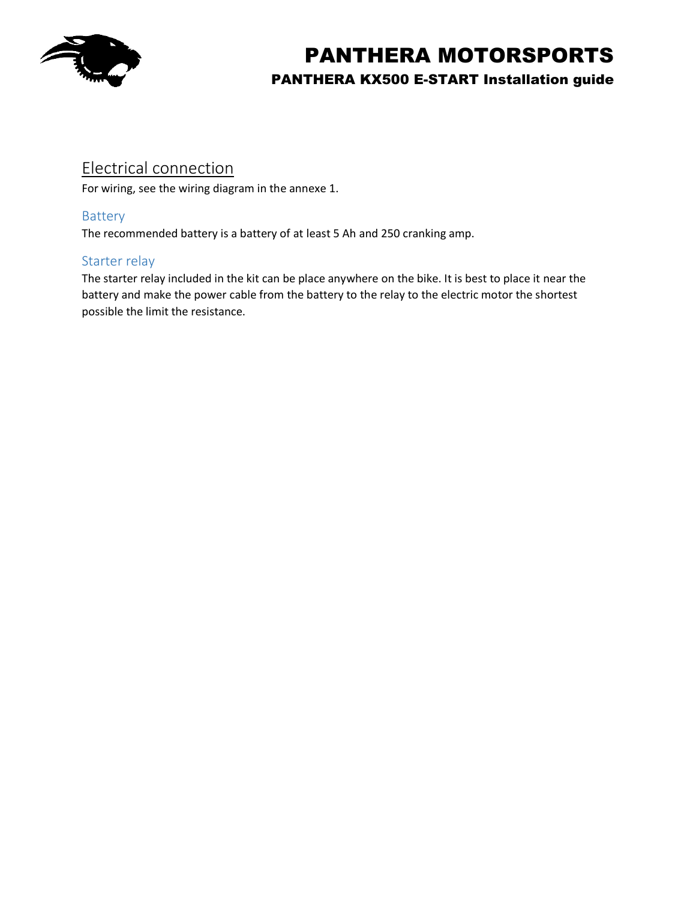## Electrical connection

For wiring, see the wiring diagram in the annexe 1.

### Battery

The recommended battery is a battery of at least 5 Ah and 250 cranking amp.

### Starter relay

The starter relay included in the kit can be place anywhere on the bike. It is best to place it near the battery and make the power cable from the battery to the relay to the electric motor the shortest possible the limit the resistance.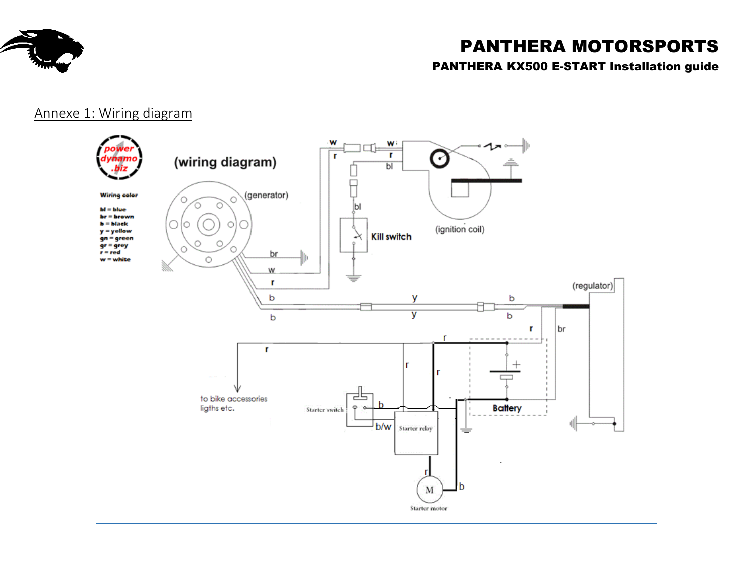## Annexe 1: Wiring diagram

(wiring diagram)

**Wiring color**

- bl = blue
- br = brown
- b = black
- y = yellow
- gn = green
- gr = grey
- r = red
- w = white

(generator)

Kill switch

(ignition coil)

(regulator)

Battery

to bike accessories ligths etc.

Starter switch

Starter relay

Starter motor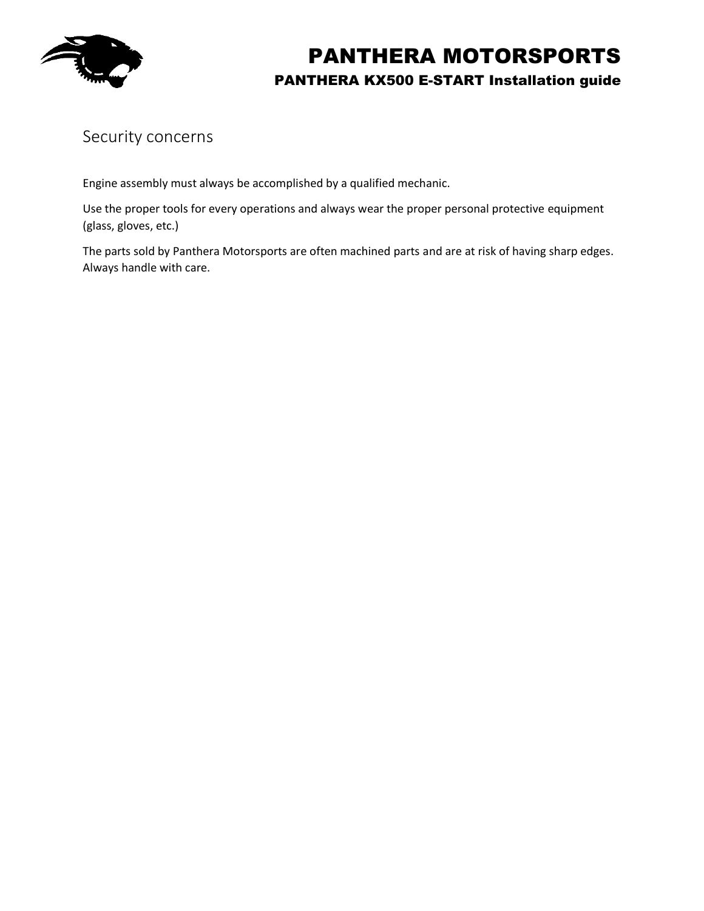## Security concerns

Engine assembly must always be accomplished by a qualified mechanic.

Use the proper tools for every operations and always wear the proper personal protective equipment (glass, gloves, etc.)

The parts sold by Panthera Motorsports are often machined parts and are at risk of having sharp edges. Always handle with care.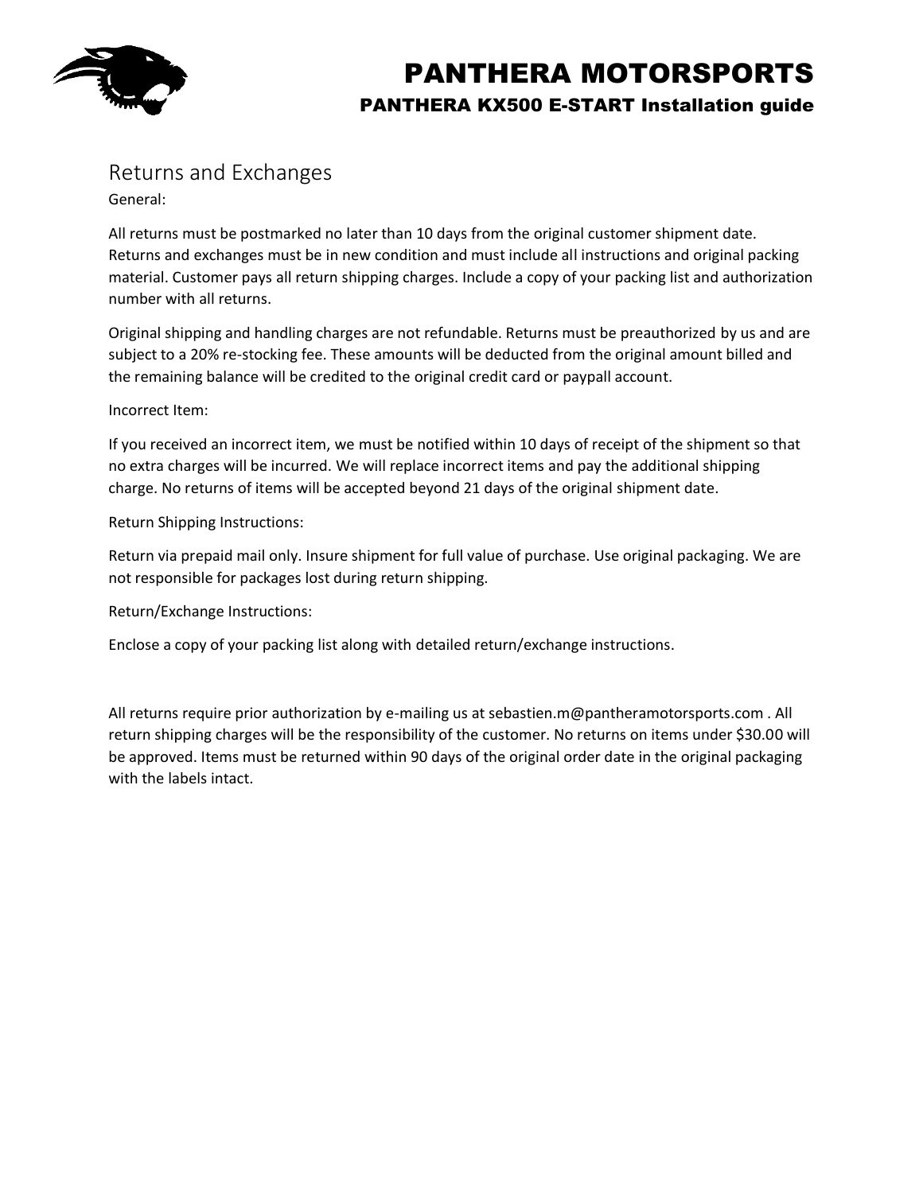## Returns and Exchanges

General:

All returns must be postmarked no later than 10 days from the original customer shipment date. Returns and exchanges must be in new condition and must include all instructions and original packing material. Customer pays all return shipping charges. Include a copy of your packing list and authorization number with all returns.

Original shipping and handling charges are not refundable. Returns must be preauthorized by us and are subject to a 20% re-stocking fee. These amounts will be deducted from the original amount billed and the remaining balance will be credited to the original credit card or paypall account.

Incorrect Item:

If you received an incorrect item, we must be notified within 10 days of receipt of the shipment so that no extra charges will be incurred. We will replace incorrect items and pay the additional shipping charge. No returns of items will be accepted beyond 21 days of the original shipment date.

Return Shipping Instructions:

Return via prepaid mail only. Insure shipment for full value of purchase. Use original packaging. We are not responsible for packages lost during return shipping.

Return/Exchange Instructions:

Enclose a copy of your packing list along with detailed return/exchange instructions.

All returns require prior authorization by e-mailing us at sebastien.m@pantheramotorsports.com . All return shipping charges will be the responsibility of the customer. No returns on items under $30.00 will be approved. Items must be returned within 90 days of the original order date in the original packaging with the labels intact.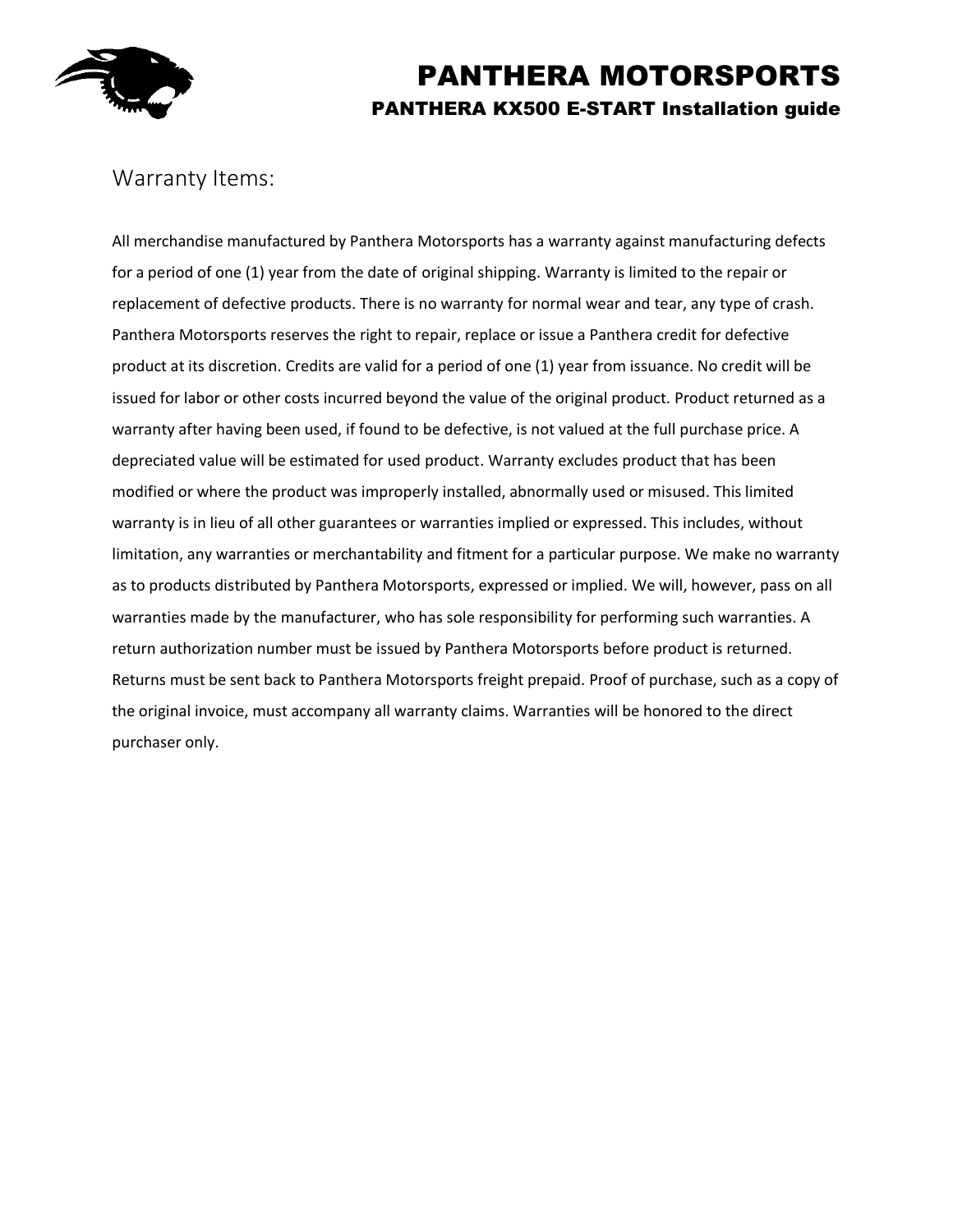## Warranty Items:

All merchandise manufactured by Panthera Motorsports has a warranty against manufacturing defects for a period of one (1) year from the date of original shipping. Warranty is limited to the repair or replacement of defective products. There is no warranty for normal wear and tear, any type of crash. Panthera Motorsports reserves the right to repair, replace or issue a Panthera credit for defective product at its discretion. Credits are valid for a period of one (1) year from issuance. No credit will be issued for labor or other costs incurred beyond the value of the original product. Product returned as a warranty after having been used, if found to be defective, is not valued at the full purchase price. A depreciated value will be estimated for used product. Warranty excludes product that has been modified or where the product was improperly installed, abnormally used or misused. This limited warranty is in lieu of all other guarantees or warranties implied or expressed. This includes, without limitation, any warranties or merchantability and fitment for a particular purpose. We make no warranty as to products distributed by Panthera Motorsports, expressed or implied. We will, however, pass on all warranties made by the manufacturer, who has sole responsibility for performing such warranties. A return authorization number must be issued by Panthera Motorsports before product is returned. Returns must be sent back to Panthera Motorsports freight prepaid. Proof of purchase, such as a copy of the original invoice, must accompany all warranty claims. Warranties will be honored to the direct purchaser only.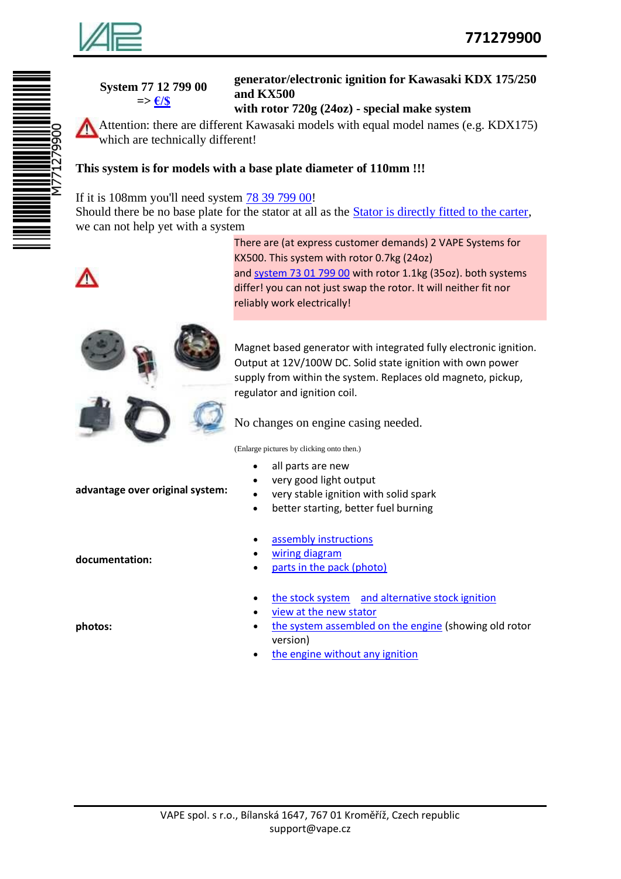**System 77 12 799 00**
=> €/$

**generator/electronic ignition for Kawasaki KDX 175/250 and KX500**
**with rotor 720g (24oz) - special make system**

Attention: there are different Kawasaki models with equal model names (e.g. KDX175) which are technically different!

**This system is for models with a base plate diameter of 110mm !!!**

If it is 108mm you'll need system 78 39 799 00!
Should there be no base plate for the stator at all as the Stator is directly fitted to the carter, we can not help yet with a system

There are (at express customer demands) 2 VAPE Systems for KX500. This system with rotor 0.7kg (24oz) and system 73 01 799 00 with rotor 1.1kg (35oz). both systems differ! you can not just swap the rotor. It will neither fit nor reliably work electrically!

Magnet based generator with integrated fully electronic ignition. Output at 12V/100W DC. Solid state ignition with own power supply from within the system. Replaces old magneto, pickup, regulator and ignition coil.

No changes on engine casing needed.

(Enlarge pictures by clicking onto then.)

**advantage over original system:**

- all parts are new
- very good light output
- very stable ignition with solid spark
- better starting, better fuel burning

**documentation:**

- assembly instructions
- wiring diagram
- parts in the pack (photo)

**photos:**

- the stock system and alternative stock ignition
- view at the new stator
- the system assembled on the engine (showing old rotor version)
- the engine without any ignition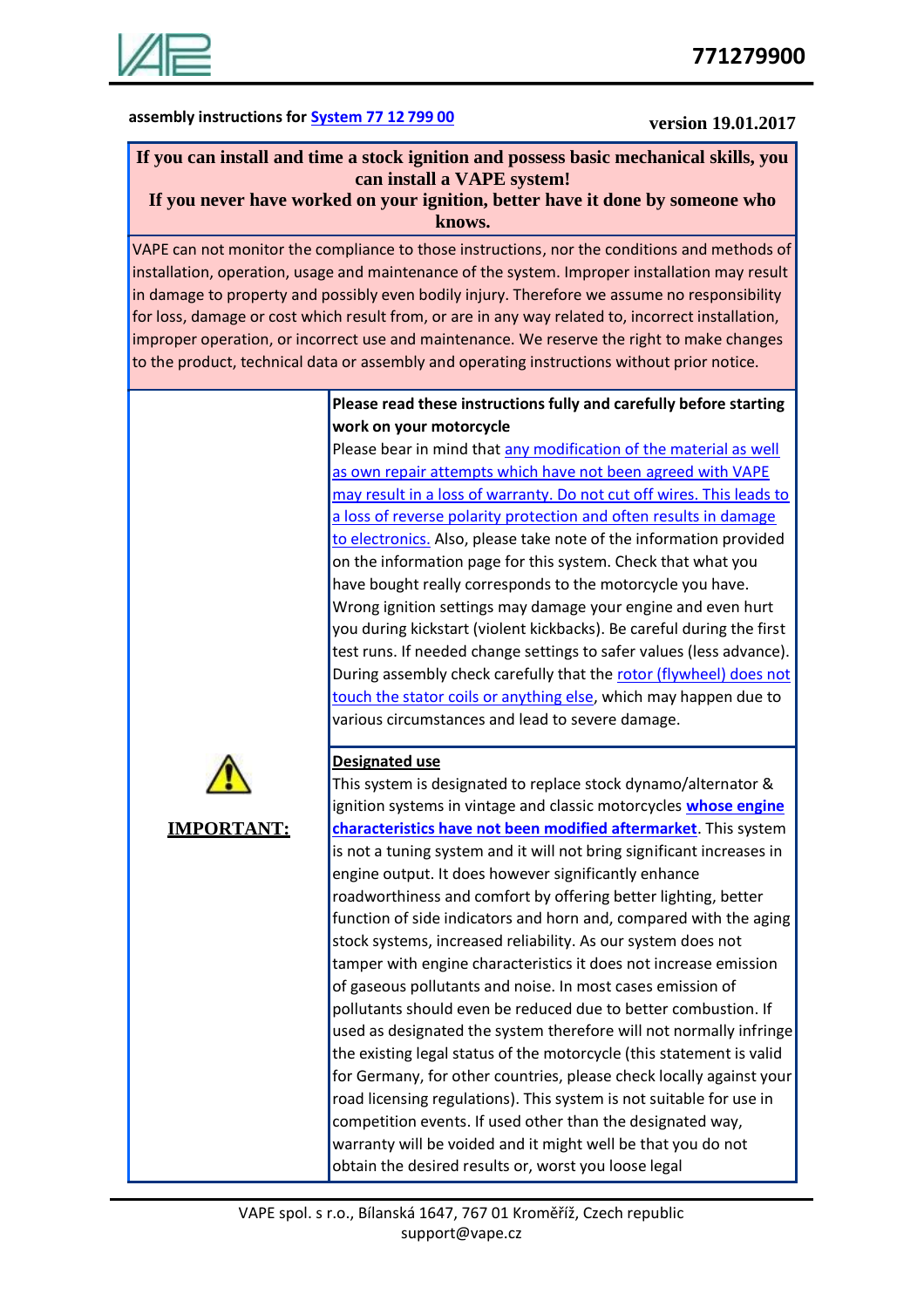assembly instructions for System 77 12 799 00

version 19.01.2017

**If you can install and time a stock ignition and possess basic mechanical skills, you can install a VAPE system!**
**If you never have worked on your ignition, better have it done by someone who knows.**

VAPE can not monitor the compliance to those instructions, nor the conditions and methods of installation, operation, usage and maintenance of the system. Improper installation may result in damage to property and possibly even bodily injury. Therefore we assume no responsibility for loss, damage or cost which result from, or are in any way related to, incorrect installation, improper operation, or incorrect use and maintenance. We reserve the right to make changes to the product, technical data or assembly and operating instructions without prior notice.

**IMPORTANT:**

**Please read these instructions fully and carefully before starting work on your motorcycle**

Please bear in mind that any modification of the material as well as own repair attempts which have not been agreed with VAPE may result in a loss of warranty. Do not cut off wires. This leads to a loss of reverse polarity protection and often results in damage to electronics. Also, please take note of the information provided on the information page for this system. Check that what you have bought really corresponds to the motorcycle you have. Wrong ignition settings may damage your engine and even hurt you during kickstart (violent kickbacks). Be careful during the first test runs. If needed change settings to safer values (less advance). During assembly check carefully that the rotor (flywheel) does not touch the stator coils or anything else, which may happen due to various circumstances and lead to severe damage.

**Designated use**

This system is designated to replace stock dynamo/alternator & ignition systems in vintage and classic motorcycles **whose engine characteristics have not been modified aftermarket**. This system is not a tuning system and it will not bring significant increases in engine output. It does however significantly enhance roadworthiness and comfort by offering better lighting, better function of side indicators and horn and, compared with the aging stock systems, increased reliability. As our system does not tamper with engine characteristics it does not increase emission of gaseous pollutants and noise. In most cases emission of pollutants should even be reduced due to better combustion. If used as designated the system therefore will not normally infringe the existing legal status of the motorcycle (this statement is valid for Germany, for other countries, please check locally against your road licensing regulations). This system is not suitable for use in competition events. If used other than the designated way, warranty will be voided and it might well be that you do not obtain the desired results or, worst you loose legal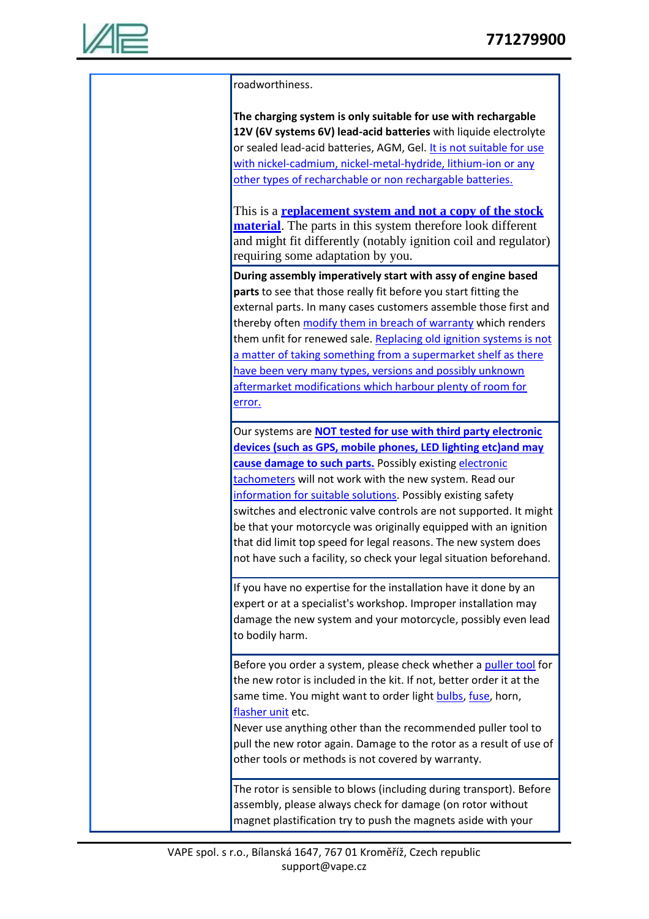| | |
|---|---|
| | roadworthiness.<br><br>**The charging system is only suitable for use with rechargable 12V (6V systems 6V) lead-acid batteries** with liquide electrolyte or sealed lead-acid batteries, AGM, Gel. It is not suitable for use with nickel-cadmium, nickel-metal-hydride, lithium-ion or any other types of recharchable or non rechargable batteries.<br><br>This is a **replacement system and not a copy of the stock material**. The parts in this system therefore look different and might fit differently (notably ignition coil and regulator) requiring some adaptation by you. |
| | **During assembly imperatively start with assy of engine based parts** to see that those really fit before you start fitting the external parts. In many cases customers assemble those first and thereby often modify them in breach of warranty which renders them unfit for renewed sale. Replacing old ignition systems is not a matter of taking something from a supermarket shelf as there have been very many types, versions and possibly unknown aftermarket modifications which harbour plenty of room for error. |
| | Our systems are **NOT tested for use with third party electronic devices (such as GPS, mobile phones, LED lighting etc)and may cause damage to such parts.** Possibly existing electronic tachometers will not work with the new system. Read our information for suitable solutions. Possibly existing safety switches and electronic valve controls are not supported. It might be that your motorcycle was originally equipped with an ignition that did limit top speed for legal reasons. The new system does not have such a facility, so check your legal situation beforehand. |
| | If you have no expertise for the installation have it done by an expert or at a specialist's workshop. Improper installation may damage the new system and your motorcycle, possibly even lead to bodily harm. |
| | Before you order a system, please check whether a puller tool for the new rotor is included in the kit. If not, better order it at the same time. You might want to order light bulbs, fuse, horn, flasher unit etc.<br>Never use anything other than the recommended puller tool to pull the new rotor again. Damage to the rotor as a result of use of other tools or methods is not covered by warranty. |
| | The rotor is sensible to blows (including during transport). Before assembly, please always check for damage (on rotor without magnet plastification try to push the magnets aside with your |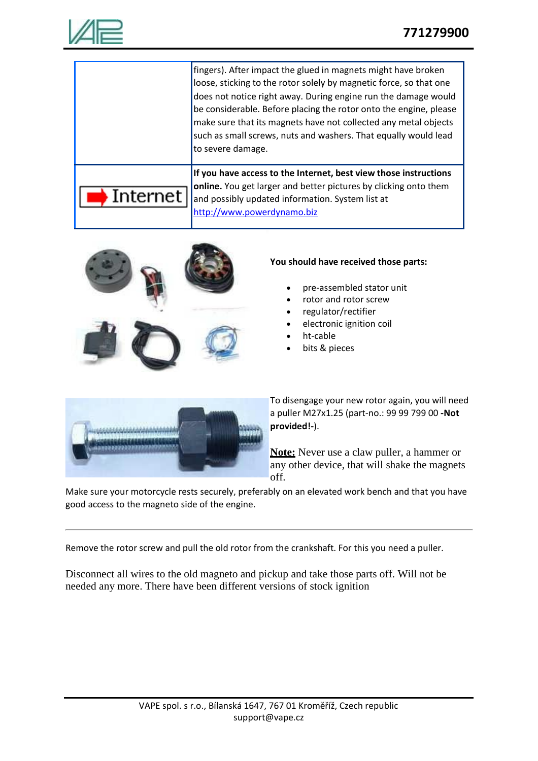| | |
|---|---|
| | fingers). After impact the glued in magnets might have broken loose, sticking to the rotor solely by magnetic force, so that one does not notice right away. During engine run the damage would be considerable. Before placing the rotor onto the engine, please make sure that its magnets have not collected any metal objects such as small screws, nuts and washers. That equally would lead to severe damage. |
| Internet | **If you have access to the Internet, best view those instructions online.** You get larger and better pictures by clicking onto them and possibly updated information. System list at [http://www.powerdynamo.biz](http://www.powerdynamo.biz) |

**You should have received those parts:**

- pre-assembled stator unit
- rotor and rotor screw
- regulator/rectifier
- electronic ignition coil
- ht-cable
- bits & pieces

To disengage your new rotor again, you will need a puller M27x1.25 (part-no.: 99 99 799 00 **-Not provided!-**).

**Note:** Never use a claw puller, a hammer or any other device, that will shake the magnets off.

Make sure your motorcycle rests securely, preferably on an elevated work bench and that you have good access to the magneto side of the engine.

---

Remove the rotor screw and pull the old rotor from the crankshaft. For this you need a puller.

Disconnect all wires to the old magneto and pickup and take those parts off. Will not be needed any more. There have been different versions of stock ignition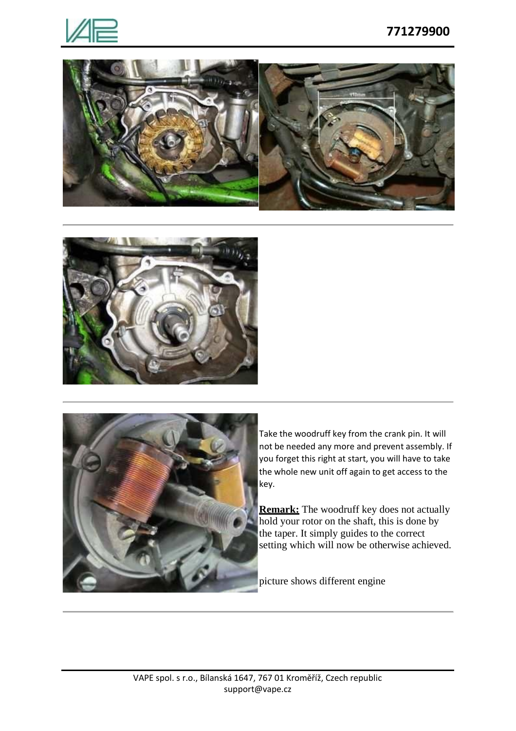Take the woodruff key from the crank pin. It will not be needed any more and prevent assembly. If you forget this right at start, you will have to take the whole new unit off again to get access to the key.

**Remark:** The woodruff key does not actually hold your rotor on the shaft, this is done by the taper. It simply guides to the correct setting which will now be otherwise achieved.

picture shows different engine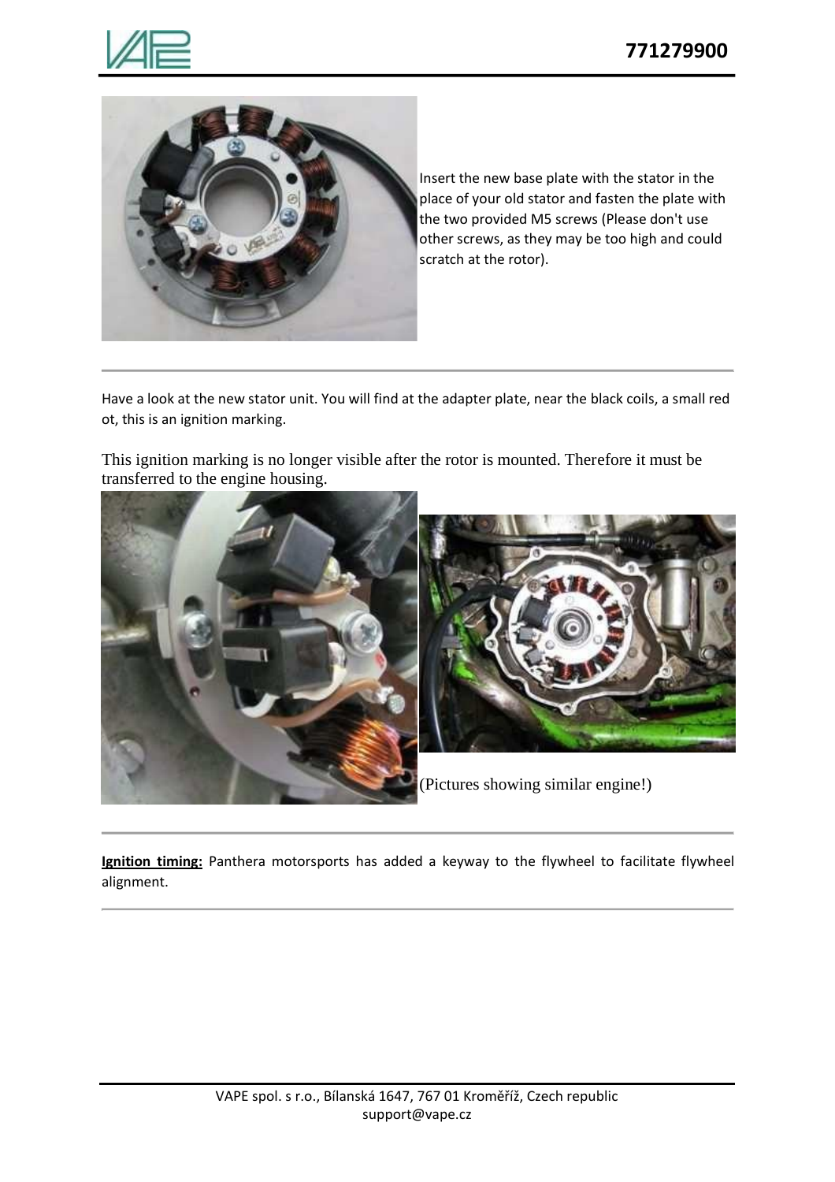Insert the new base plate with the stator in the place of your old stator and fasten the plate with the two provided M5 screws (Please don't use other screws, as they may be too high and could scratch at the rotor).

---

Have a look at the new stator unit. You will find at the adapter plate, near the black coils, a small red ot, this is an ignition marking.

This ignition marking is no longer visible after the rotor is mounted. Therefore it must be transferred to the engine housing.

(Pictures showing similar engine!)

---

**Ignition timing:** Panthera motorsports has added a keyway to the flywheel to facilitate flywheel alignment.

---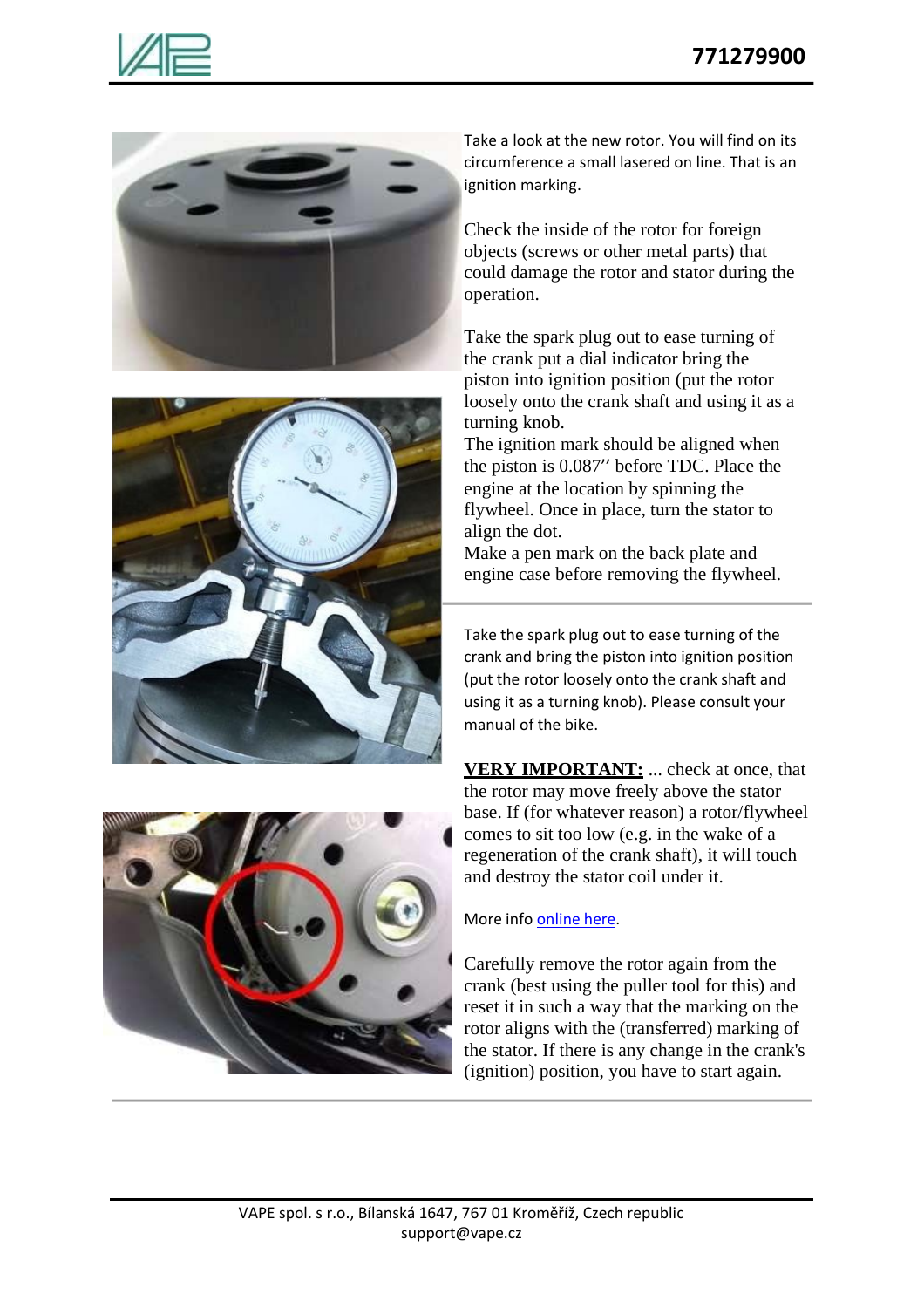Take a look at the new rotor. You will find on its circumference a small lasered on line. That is an ignition marking.

Check the inside of the rotor for foreign objects (screws or other metal parts) that could damage the rotor and stator during the operation.

Take the spark plug out to ease turning of the crank put a dial indicator bring the piston into ignition position (put the rotor loosely onto the crank shaft and using it as a turning knob.
The ignition mark should be aligned when the piston is 0.087'' before TDC. Place the engine at the location by spinning the flywheel. Once in place, turn the stator to align the dot.
Make a pen mark on the back plate and engine case before removing the flywheel.

---

Take the spark plug out to ease turning of the crank and bring the piston into ignition position (put the rotor loosely onto the crank shaft and using it as a turning knob). Please consult your manual of the bike.

**VERY IMPORTANT:** ... check at once, that the rotor may move freely above the stator base. If (for whatever reason) a rotor/flywheel comes to sit too low (e.g. in the wake of a regeneration of the crank shaft), it will touch and destroy the stator coil under it.

More info [online here](online here).

Carefully remove the rotor again from the crank (best using the puller tool for this) and reset it in such a way that the marking on the rotor aligns with the (transferred) marking of the stator. If there is any change in the crank's (ignition) position, you have to start again.

---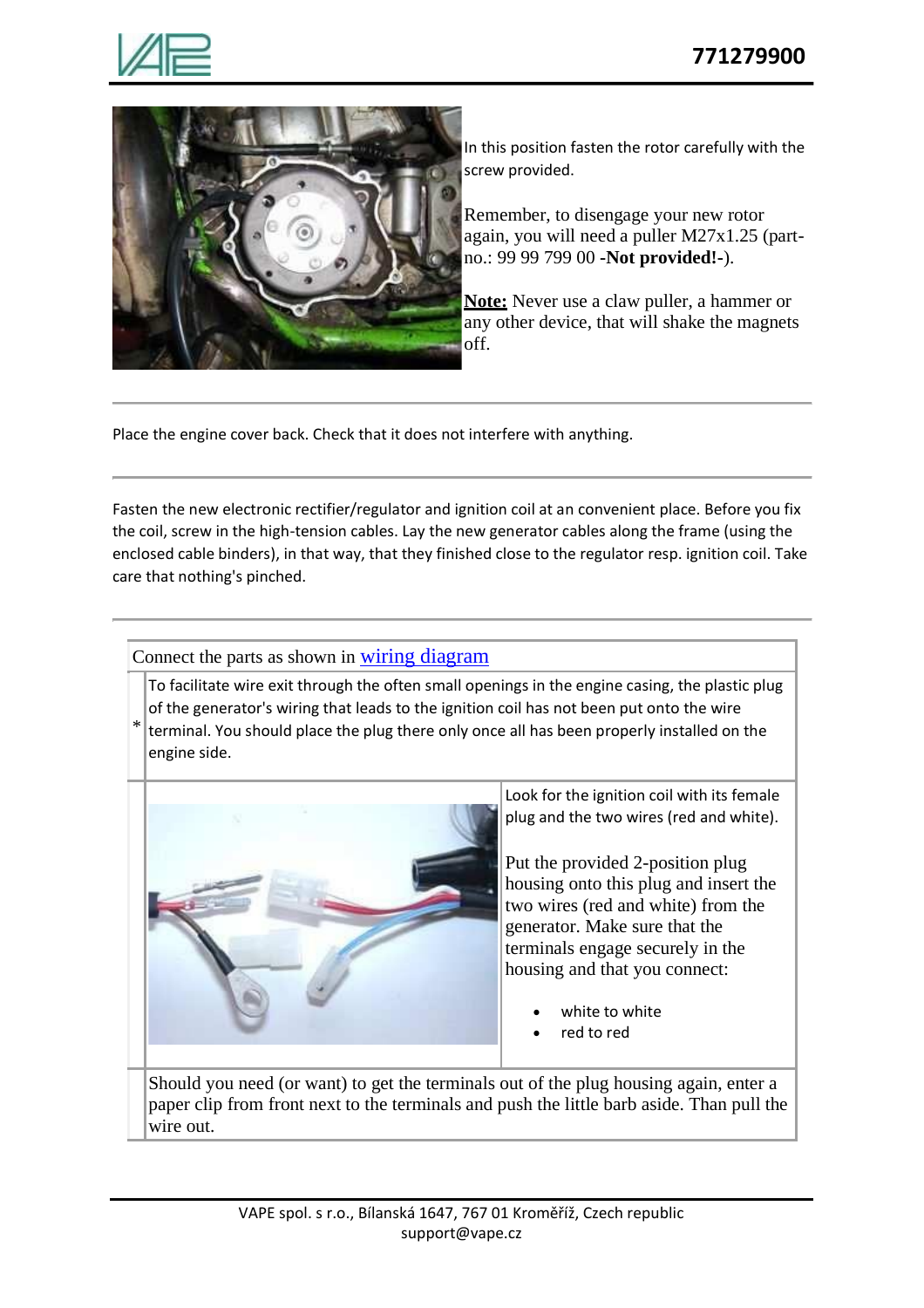In this position fasten the rotor carefully with the screw provided.

Remember, to disengage your new rotor again, you will need a puller M27x1.25 (part-no.: 99 99 799 00 **-Not provided!**-).

**Note:** Never use a claw puller, a hammer or any other device, that will shake the magnets off.

---

Place the engine cover back. Check that it does not interfere with anything.

---

Fasten the new electronic rectifier/regulator and ignition coil at an convenient place. Before you fix the coil, screw in the high-tension cables. Lay the new generator cables along the frame (using the enclosed cable binders), in that way, that they finished close to the regulator resp. ignition coil. Take care that nothing's pinched.

---

Connect the parts as shown in wiring diagram

* To facilitate wire exit through the often small openings in the engine casing, the plastic plug of the generator's wiring that leads to the ignition coil has not been put onto the wire terminal. You should place the plug there only once all has been properly installed on the engine side.

Look for the ignition coil with its female plug and the two wires (red and white).

Put the provided 2-position plug housing onto this plug and insert the two wires (red and white) from the generator. Make sure that the terminals engage securely in the housing and that you connect:

- white to white
- red to red

Should you need (or want) to get the terminals out of the plug housing again, enter a paper clip from front next to the terminals and push the little barb aside. Than pull the wire out.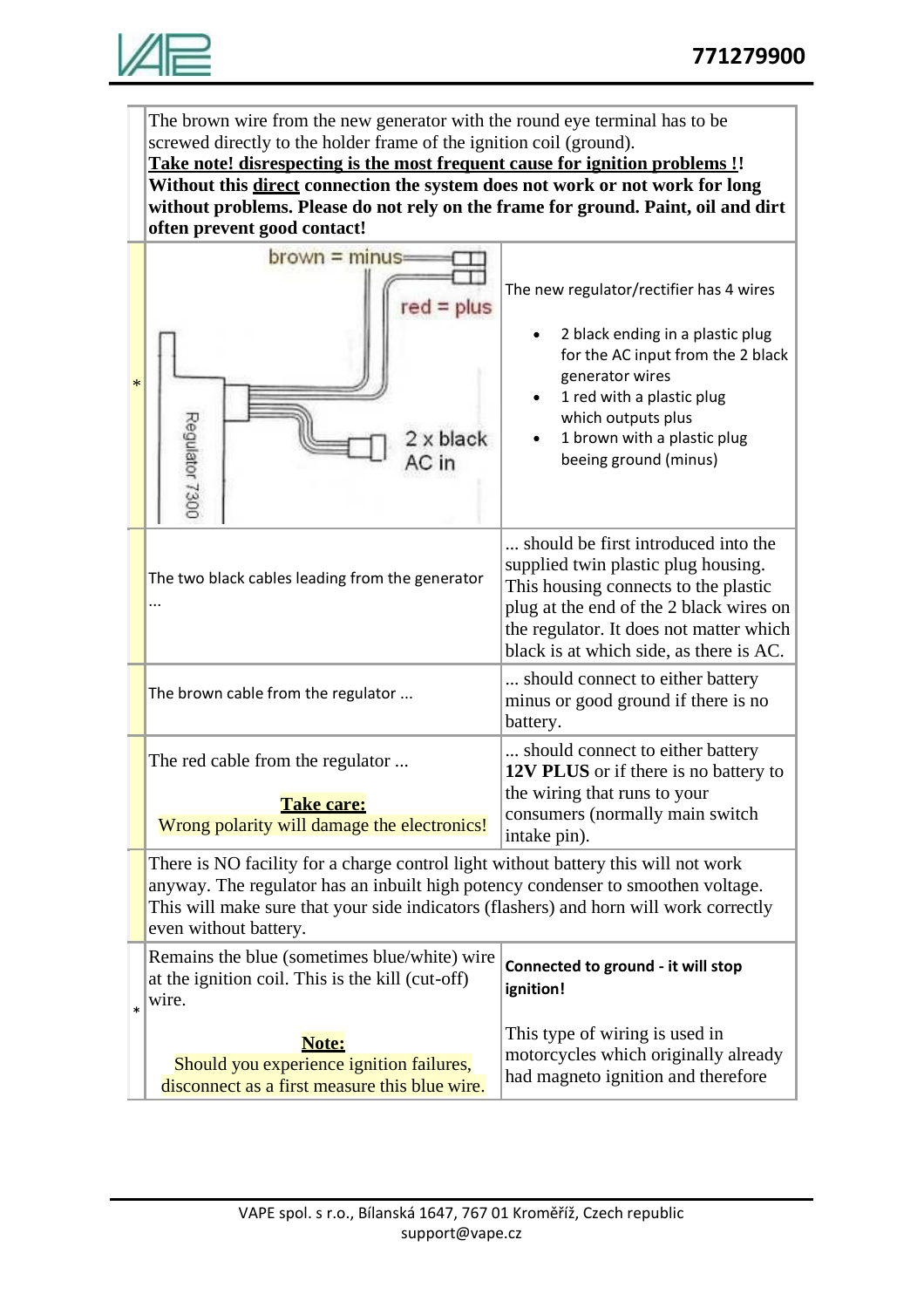The brown wire from the new generator with the round eye terminal has to be screwed directly to the holder frame of the ignition coil (ground).
**Take note! disrespecting is the most frequent cause for ignition problems !!**
**Without this direct connection the system does not work or not work for long without problems. Please do not rely on the frame for ground. Paint, oil and dirt often prevent good contact!**

| * | brown = minus<br>red = plus<br>2 x black AC in<br>Regulator 7300 | The new regulator/rectifier has 4 wires<br><br>• 2 black ending in a plastic plug for the AC input from the 2 black generator wires<br>• 1 red with a plastic plug which outputs plus<br>• 1 brown with a plastic plug beeing ground (minus) |
|---|---|---|
| | The two black cables leading from the generator ... | ... should be first introduced into the supplied twin plastic plug housing. This housing connects to the plastic plug at the end of the 2 black wires on the regulator. It does not matter which black is at which side, as there is AC. |
| | The brown cable from the regulator ... | ... should connect to either battery minus or good ground if there is no battery. |
| | The red cable from the regulator ...<br><br>**Take care:**<br>Wrong polarity will damage the electronics! | ... should connect to either battery **12V PLUS** or if there is no battery to the wiring that runs to your consumers (normally main switch intake pin). |
| | There is NO facility for a charge control light without battery this will not work anyway. The regulator has an inbuilt high potency condenser to smoothen voltage. This will make sure that your side indicators (flashers) and horn will work correctly even without battery. | |
| * | Remains the blue (sometimes blue/white) wire at the ignition coil. This is the kill (cut-off) wire.<br><br>**Note:**<br>Should you experience ignition failures, disconnect as a first measure this blue wire. | **Connected to ground - it will stop ignition!**<br><br>This type of wiring is used in motorcycles which originally already had magneto ignition and therefore |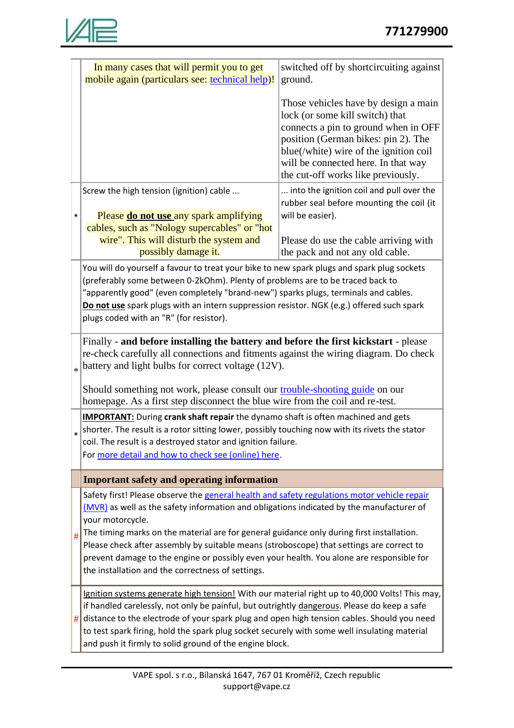| | | |
|---|---|---|
| | In many cases that will permit you to get mobile again (particulars see: technical help)! | switched off by shortcircuiting against ground.<br><br>Those vehicles have by design a main lock (or some kill switch) that connects a pin to ground when in OFF position (German bikes: pin 2). The blue(/white) wire of the ignition coil will be connected here. In that way the cut-off works like previously. |
| * | Screw the high tension (ignition) cable ...<br><br>Please **do not use** any spark amplifying cables, such as "Nology supercables" or "hot wire". This will disturb the system and possibly damage it. | ... into the ignition coil and pull over the rubber seal before mounting the coil (it will be easier).<br><br>Please do use the cable arriving with the pack and not any old cable. |
| | You will do yourself a favour to treat your bike to new spark plugs and spark plug sockets (preferably some between 0-2kOhm). Plenty of problems are to be traced back to "apparently good" (even completely "brand-new") sparks plugs, terminals and cables.<br>**Do not use** spark plugs with an intern suppression resistor. NGK (e.g.) offered such spark plugs coded with an "R" (for resistor). | |
| * | Finally - **and before installing the battery and before the first kickstart** - please re-check carefully all connections and fitments against the wiring diagram. Do check battery and light bulbs for correct voltage (12V).<br><br>Should something not work, please consult our trouble-shooting guide on our homepage. As a first step disconnect the blue wire from the coil and re-test. | |
| * | **IMPORTANT:** During **crank shaft repair** the dynamo shaft is often machined and gets shorter. The result is a rotor sitting lower, possibly touching now with its rivets the stator coil. The result is a destroyed stator and ignition failure.<br>For more detail and how to check see (online) here. | |
| | **Important safety and operating information** | |
| # | Safety first! Please observe the general health and safety regulations motor vehicle repair (MVR) as well as the safety information and obligations indicated by the manufacturer of your motorcycle.<br>The timing marks on the material are for general guidance only during first installation. Please check after assembly by suitable means (stroboscope) that settings are correct to prevent damage to the engine or possibly even your health. You alone are responsible for the installation and the correctness of settings. | |
| # | Ignition systems generate high tension! With our material right up to 40,000 Volts! This may, if handled carelessly, not only be painful, but outrightly dangerous. Please do keep a safe distance to the electrode of your spark plug and open high tension cables. Should you need to test spark firing, hold the spark plug socket securely with some well insulating material and push it firmly to solid ground of the engine block. | |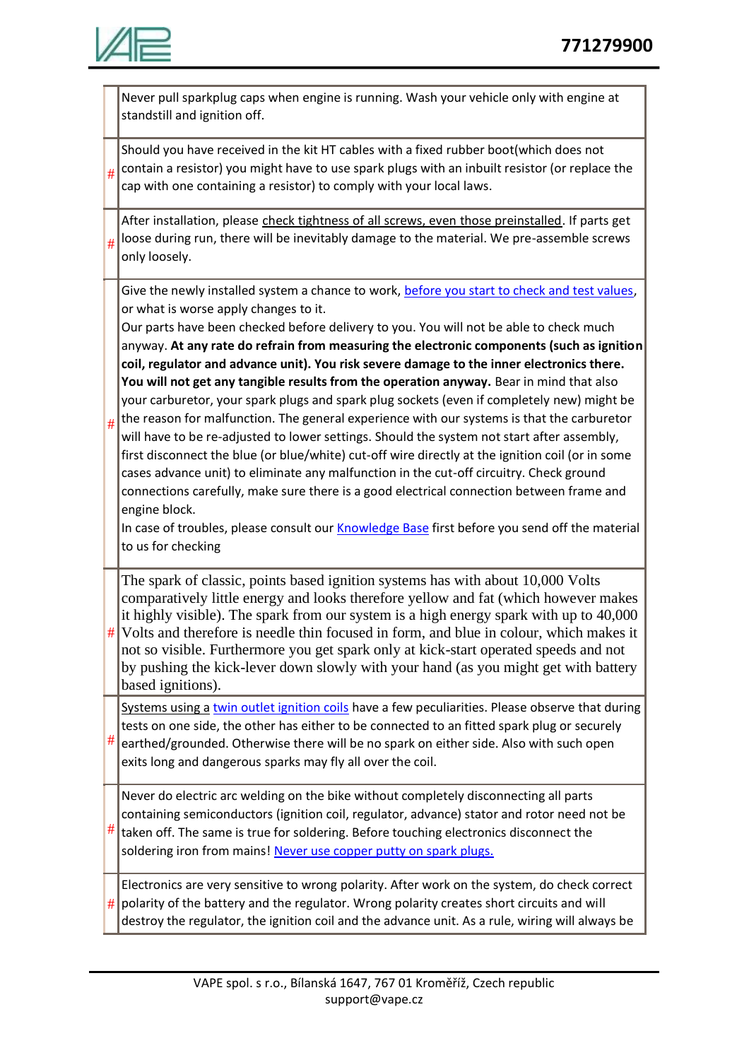| | |
|---|---|
| | Never pull sparkplug caps when engine is running. Wash your vehicle only with engine at standstill and ignition off. |
| # | Should you have received in the kit HT cables with a fixed rubber boot(which does not contain a resistor) you might have to use spark plugs with an inbuilt resistor (or replace the cap with one containing a resistor) to comply with your local laws. |
| # | After installation, please check tightness of all screws, even those preinstalled. If parts get loose during run, there will be inevitably damage to the material. We pre-assemble screws only loosely. |
| # | Give the newly installed system a chance to work, before you start to check and test values, or what is worse apply changes to it.<br>Our parts have been checked before delivery to you. You will not be able to check much anyway. **At any rate do refrain from measuring the electronic components (such as ignition coil, regulator and advance unit). You risk severe damage to the inner electronics there. You will not get any tangible results from the operation anyway.** Bear in mind that also your carburetor, your spark plugs and spark plug sockets (even if completely new) might be the reason for malfunction. The general experience with our systems is that the carburetor will have to be re-adjusted to lower settings. Should the system not start after assembly, first disconnect the blue (or blue/white) cut-off wire directly at the ignition coil (or in some cases advance unit) to eliminate any malfunction in the cut-off circuitry. Check ground connections carefully, make sure there is a good electrical connection between frame and engine block.<br>In case of troubles, please consult our Knowledge Base first before you send off the material to us for checking |
| # | The spark of classic, points based ignition systems has with about 10,000 Volts comparatively little energy and looks therefore yellow and fat (which however makes it highly visible). The spark from our system is a high energy spark with up to 40,000 Volts and therefore is needle thin focused in form, and blue in colour, which makes it not so visible. Furthermore you get spark only at kick-start operated speeds and not by pushing the kick-lever down slowly with your hand (as you might get with battery based ignitions). |
| # | Systems using a twin outlet ignition coils have a few peculiarities. Please observe that during tests on one side, the other has either to be connected to an fitted spark plug or securely earthed/grounded. Otherwise there will be no spark on either side. Also with such open exits long and dangerous sparks may fly all over the coil. |
| # | Never do electric arc welding on the bike without completely disconnecting all parts containing semiconductors (ignition coil, regulator, advance) stator and rotor need not be taken off. The same is true for soldering. Before touching electronics disconnect the soldering iron from mains! Never use copper putty on spark plugs. |
| # | Electronics are very sensitive to wrong polarity. After work on the system, do check correct polarity of the battery and the regulator. Wrong polarity creates short circuits and will destroy the regulator, the ignition coil and the advance unit. As a rule, wiring will always be |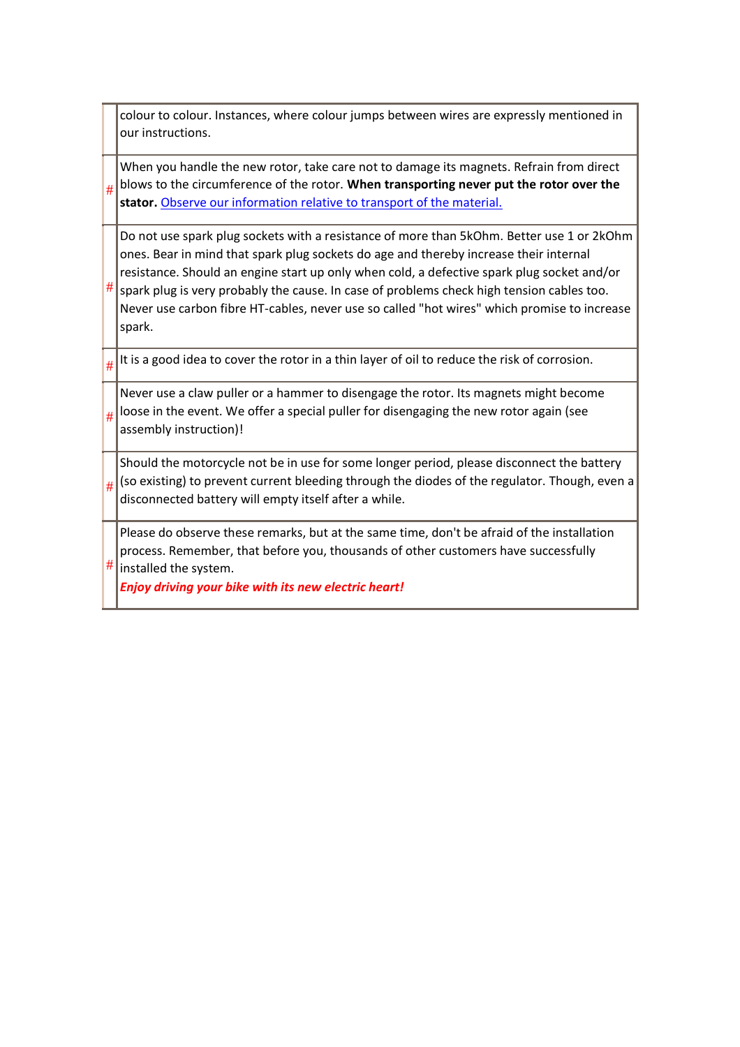| | |
|---|---|
| | colour to colour. Instances, where colour jumps between wires are expressly mentioned in our instructions. |
| # | When you handle the new rotor, take care not to damage its magnets. Refrain from direct blows to the circumference of the rotor. **When transporting never put the rotor over the stator.** Observe our information relative to transport of the material. |
| # | Do not use spark plug sockets with a resistance of more than 5kOhm. Better use 1 or 2kOhm ones. Bear in mind that spark plug sockets do age and thereby increase their internal resistance. Should an engine start up only when cold, a defective spark plug socket and/or spark plug is very probably the cause. In case of problems check high tension cables too. Never use carbon fibre HT-cables, never use so called "hot wires" which promise to increase spark. |
| # | It is a good idea to cover the rotor in a thin layer of oil to reduce the risk of corrosion. |
| # | Never use a claw puller or a hammer to disengage the rotor. Its magnets might become loose in the event. We offer a special puller for disengaging the new rotor again (see assembly instruction)! |
| # | Should the motorcycle not be in use for some longer period, please disconnect the battery (so existing) to prevent current bleeding through the diodes of the regulator. Though, even a disconnected battery will empty itself after a while. |
| # | Please do observe these remarks, but at the same time, don't be afraid of the installation process. Remember, that before you, thousands of other customers have successfully installed the system. ***Enjoy driving your bike with its new electric heart!*** |